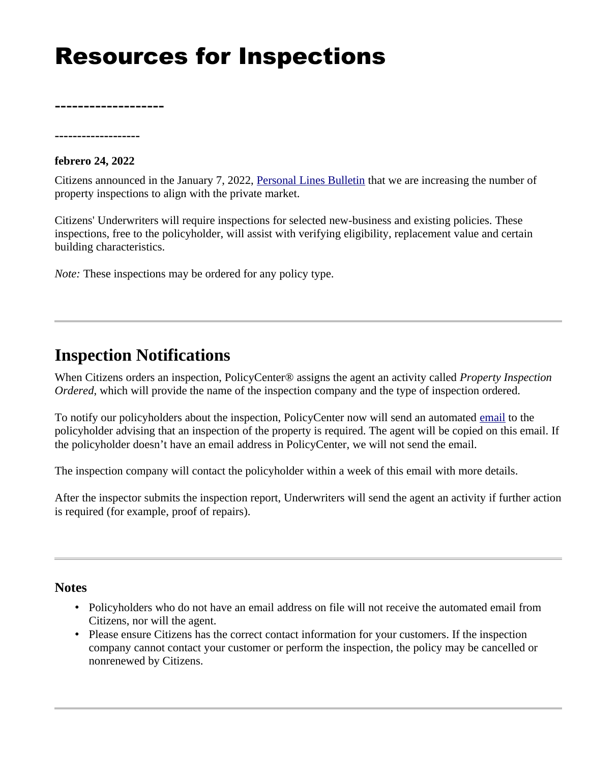# Resources for Inspections

------------------

------------------

**febrero 24, 2022**

Citizens announced in the January 7, 2022, Personal Lines Bulletin that we are increasing the number of property inspections to align with the private market.

Citizens' Underwriters will require inspections for selected new-business and existing policies. These inspections, free to the policyholder, will assist with verifying eligibility, replacement value and certain building characteristics.

*Note:* These inspections may be ordered for any policy type.

---

## Inspection Notifications

When Citizens orders an inspection, PolicyCenter® assigns the agent an activity called *Property Inspection Ordered*, which will provide the name of the inspection company and the type of inspection ordered.

To notify our policyholders about the inspection, PolicyCenter now will send an automated email to the policyholder advising that an inspection of the property is required. The agent will be copied on this email. If the policyholder doesn't have an email address in PolicyCenter, we will not send the email.

The inspection company will contact the policyholder within a week of this email with more details.

After the inspector submits the inspection report, Underwriters will send the agent an activity if further action is required (for example, proof of repairs).

---

### Notes

- Policyholders who do not have an email address on file will not receive the automated email from Citizens, nor will the agent.
- Please ensure Citizens has the correct contact information for your customers. If the inspection company cannot contact your customer or perform the inspection, the policy may be cancelled or nonrenewed by Citizens.

---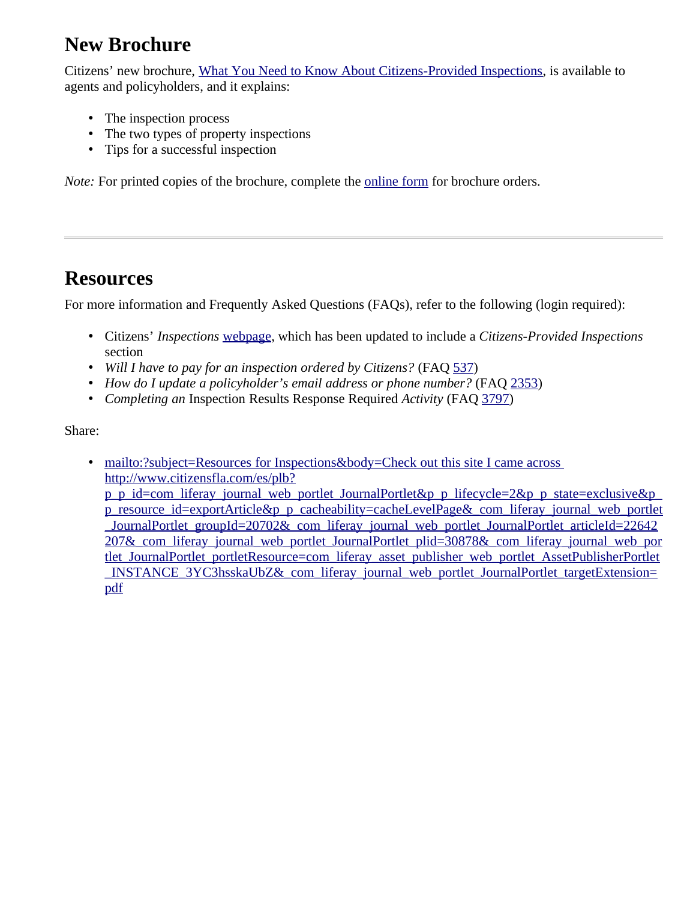## New Brochure

Citizens' new brochure, [What You Need to Know About Citizens-Provided Inspections](), is available to agents and policyholders, and it explains:

- The inspection process
- The two types of property inspections
- Tips for a successful inspection

*Note:* For printed copies of the brochure, complete the [online form]() for brochure orders.

---

## Resources

For more information and Frequently Asked Questions (FAQs), refer to the following (login required):

- Citizens' *Inspections* [webpage](), which has been updated to include a *Citizens-Provided Inspections* section
- *Will I have to pay for an inspection ordered by Citizens?* (FAQ [537]())
- *How do I update a policyholder's email address or phone number?* (FAQ [2353]())
- *Completing an* Inspection Results Response Required *Activity* (FAQ [3797]())

Share:

- mailto:?subject=Resources for Inspections&body=Check out this site I came across http://www.citizensfla.com/es/plb?p_p_id=com_liferay_journal_web_portlet_JournalPortlet&p_p_lifecycle=2&p_p_state=exclusive&p_p_resource_id=exportArticle&p_p_cacheability=cacheLevelPage&_com_liferay_journal_web_portlet_JournalPortlet_groupId=20702&_com_liferay_journal_web_portlet_JournalPortlet_articleId=22642207&_com_liferay_journal_web_portlet_JournalPortlet_plid=30878&_com_liferay_journal_web_portlet_JournalPortlet_portletResource=com_liferay_asset_publisher_web_portlet_AssetPublisherPortlet_INSTANCE_3YC3hsskaUbZ&_com_liferay_journal_web_portlet_JournalPortlet_targetExtension=pdf